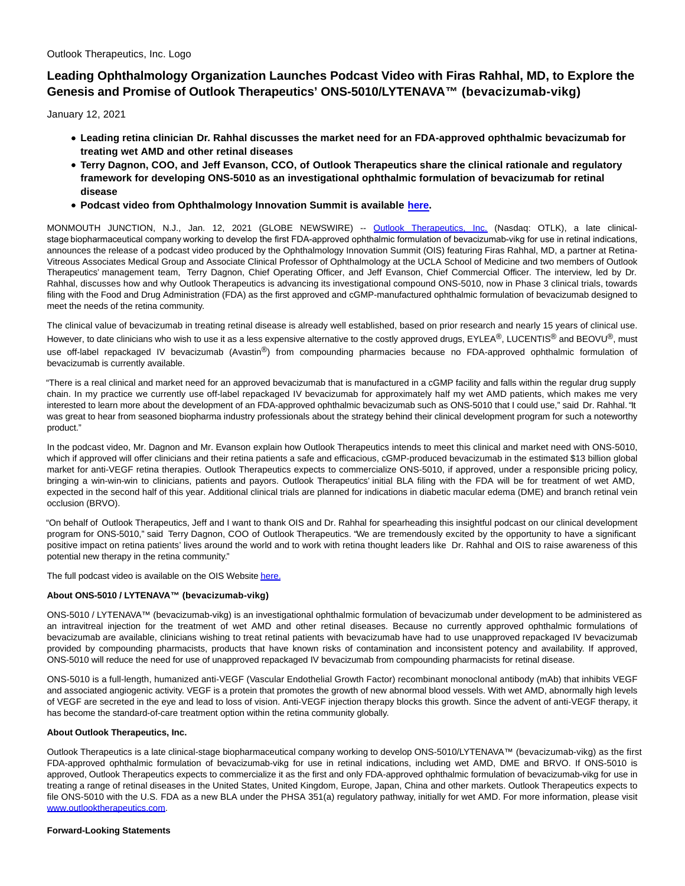Outlook Therapeutics, Inc. Logo

# Leading Ophthalmology Organization Launches Podcast Video with Firas Rahhal, MD, to Explore the Genesis and Promise of Outlook Therapeutics' ONS-5010/LYTENAVA™ (bevacizumab-vikg)

January 12, 2021

- **Leading retina clinician Dr. Rahhal discusses the market need for an FDA-approved ophthalmic bevacizumab for treating wet AMD and other retinal diseases**
- **Terry Dagnon, COO, and Jeff Evanson, CCO, of Outlook Therapeutics share the clinical rationale and regulatory framework for developing ONS-5010 as an investigational ophthalmic formulation of bevacizumab for retinal disease**
- **Podcast video from Ophthalmology Innovation Summit is available here.**

MONMOUTH JUNCTION, N.J., Jan. 12, 2021 (GLOBE NEWSWIRE) -- Outlook Therapeutics, Inc. (Nasdaq: OTLK), a late clinical-stage biopharmaceutical company working to develop the first FDA-approved ophthalmic formulation of bevacizumab-vikg for use in retinal indications, announces the release of a podcast video produced by the Ophthalmology Innovation Summit (OIS) featuring Firas Rahhal, MD, a partner at Retina-Vitreous Associates Medical Group and Associate Clinical Professor of Ophthalmology at the UCLA School of Medicine and two members of Outlook Therapeutics' management team, Terry Dagnon, Chief Operating Officer, and Jeff Evanson, Chief Commercial Officer. The interview, led by Dr. Rahhal, discusses how and why Outlook Therapeutics is advancing its investigational compound ONS-5010, now in Phase 3 clinical trials, towards filing with the Food and Drug Administration (FDA) as the first approved and cGMP-manufactured ophthalmic formulation of bevacizumab designed to meet the needs of the retina community.

The clinical value of bevacizumab in treating retinal disease is already well established, based on prior research and nearly 15 years of clinical use. However, to date clinicians who wish to use it as a less expensive alternative to the costly approved drugs, EYLEA®, LUCENTIS® and BEOVU®, must use off-label repackaged IV bevacizumab (Avastin®) from compounding pharmacies because no FDA-approved ophthalmic formulation of bevacizumab is currently available.

"There is a real clinical and market need for an approved bevacizumab that is manufactured in a cGMP facility and falls within the regular drug supply chain. In my practice we currently use off-label repackaged IV bevacizumab for approximately half my wet AMD patients, which makes me very interested to learn more about the development of an FDA-approved ophthalmic bevacizumab such as ONS-5010 that I could use," said Dr. Rahhal. "It was great to hear from seasoned biopharma industry professionals about the strategy behind their clinical development program for such a noteworthy product."

In the podcast video, Mr. Dagnon and Mr. Evanson explain how Outlook Therapeutics intends to meet this clinical and market need with ONS-5010, which if approved will offer clinicians and their retina patients a safe and efficacious, cGMP-produced bevacizumab in the estimated $13 billion global market for anti-VEGF retina therapies. Outlook Therapeutics expects to commercialize ONS-5010, if approved, under a responsible pricing policy, bringing a win-win-win to clinicians, patients and payors. Outlook Therapeutics' initial BLA filing with the FDA will be for treatment of wet AMD, expected in the second half of this year. Additional clinical trials are planned for indications in diabetic macular edema (DME) and branch retinal vein occlusion (BRVO).

"On behalf of Outlook Therapeutics, Jeff and I want to thank OIS and Dr. Rahhal for spearheading this insightful podcast on our clinical development program for ONS-5010," said Terry Dagnon, COO of Outlook Therapeutics. "We are tremendously excited by the opportunity to have a significant positive impact on retina patients' lives around the world and to work with retina thought leaders like Dr. Rahhal and OIS to raise awareness of this potential new therapy in the retina community."

The full podcast video is available on the OIS Website here.

**About ONS-5010 / LYTENAVA™ (bevacizumab-vikg)**

ONS-5010 / LYTENAVA™ (bevacizumab-vikg) is an investigational ophthalmic formulation of bevacizumab under development to be administered as an intravitreal injection for the treatment of wet AMD and other retinal diseases. Because no currently approved ophthalmic formulations of bevacizumab are available, clinicians wishing to treat retinal patients with bevacizumab have had to use unapproved repackaged IV bevacizumab provided by compounding pharmacists, products that have known risks of contamination and inconsistent potency and availability. If approved, ONS-5010 will reduce the need for use of unapproved repackaged IV bevacizumab from compounding pharmacists for retinal disease.

ONS-5010 is a full-length, humanized anti-VEGF (Vascular Endothelial Growth Factor) recombinant monoclonal antibody (mAb) that inhibits VEGF and associated angiogenic activity. VEGF is a protein that promotes the growth of new abnormal blood vessels. With wet AMD, abnormally high levels of VEGF are secreted in the eye and lead to loss of vision. Anti-VEGF injection therapy blocks this growth. Since the advent of anti-VEGF therapy, it has become the standard-of-care treatment option within the retina community globally.

**About Outlook Therapeutics, Inc.**

Outlook Therapeutics is a late clinical-stage biopharmaceutical company working to develop ONS-5010/LYTENAVA™ (bevacizumab-vikg) as the first FDA-approved ophthalmic formulation of bevacizumab-vikg for use in retinal indications, including wet AMD, DME and BRVO. If ONS-5010 is approved, Outlook Therapeutics expects to commercialize it as the first and only FDA-approved ophthalmic formulation of bevacizumab-vikg for use in treating a range of retinal diseases in the United States, United Kingdom, Europe, Japan, China and other markets. Outlook Therapeutics expects to file ONS-5010 with the U.S. FDA as a new BLA under the PHSA 351(a) regulatory pathway, initially for wet AMD. For more information, please visit www.outlooktherapeutics.com.

**Forward-Looking Statements**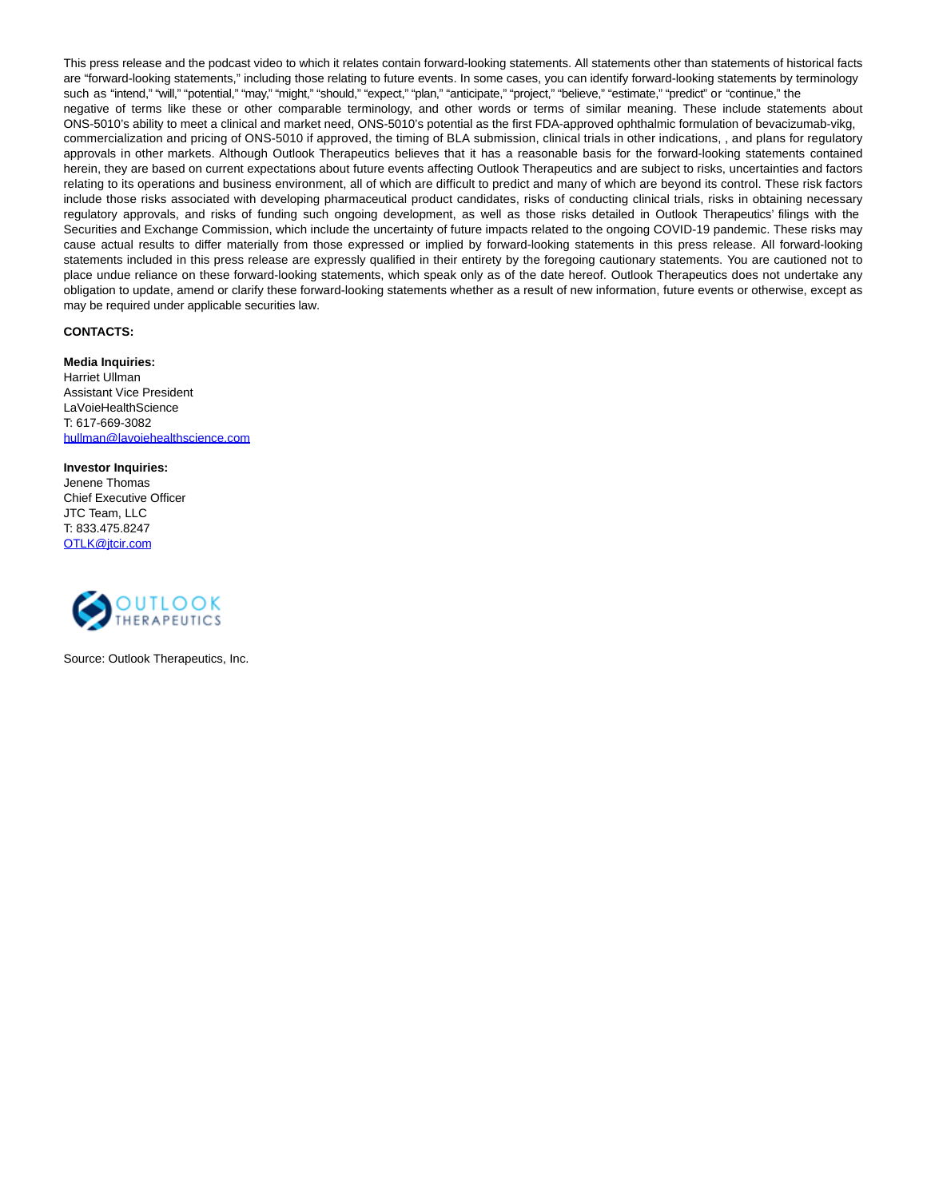This press release and the podcast video to which it relates contain forward-looking statements. All statements other than statements of historical facts are "forward-looking statements," including those relating to future events. In some cases, you can identify forward-looking statements by terminology such as "intend," "will," "potential," "may," "might," "should," "expect," "plan," "anticipate," "project," "believe," "estimate," "predict" or "continue," the negative of terms like these or other comparable terminology, and other words or terms of similar meaning. These include statements about ONS-5010's ability to meet a clinical and market need, ONS-5010's potential as the first FDA-approved ophthalmic formulation of bevacizumab-vikg, commercialization and pricing of ONS-5010 if approved, the timing of BLA submission, clinical trials in other indications, , and plans for regulatory approvals in other markets. Although Outlook Therapeutics believes that it has a reasonable basis for the forward-looking statements contained herein, they are based on current expectations about future events affecting Outlook Therapeutics and are subject to risks, uncertainties and factors relating to its operations and business environment, all of which are difficult to predict and many of which are beyond its control. These risk factors include those risks associated with developing pharmaceutical product candidates, risks of conducting clinical trials, risks in obtaining necessary regulatory approvals, and risks of funding such ongoing development, as well as those risks detailed in Outlook Therapeutics' filings with the Securities and Exchange Commission, which include the uncertainty of future impacts related to the ongoing COVID-19 pandemic. These risks may cause actual results to differ materially from those expressed or implied by forward-looking statements in this press release. All forward-looking statements included in this press release are expressly qualified in their entirety by the foregoing cautionary statements. You are cautioned not to place undue reliance on these forward-looking statements, which speak only as of the date hereof. Outlook Therapeutics does not undertake any obligation to update, amend or clarify these forward-looking statements whether as a result of new information, future events or otherwise, except as may be required under applicable securities law.

**CONTACTS:**

**Media Inquiries:**
Harriet Ullman
Assistant Vice President
LaVoieHealthScience
T: 617-669-3082
hullman@lavoiehealthscience.com

**Investor Inquiries:**
Jenene Thomas
Chief Executive Officer
JTC Team, LLC
T: 833.475.8247
OTLK@jtcir.com

OUTLOOK THERAPEUTICS

Source: Outlook Therapeutics, Inc.